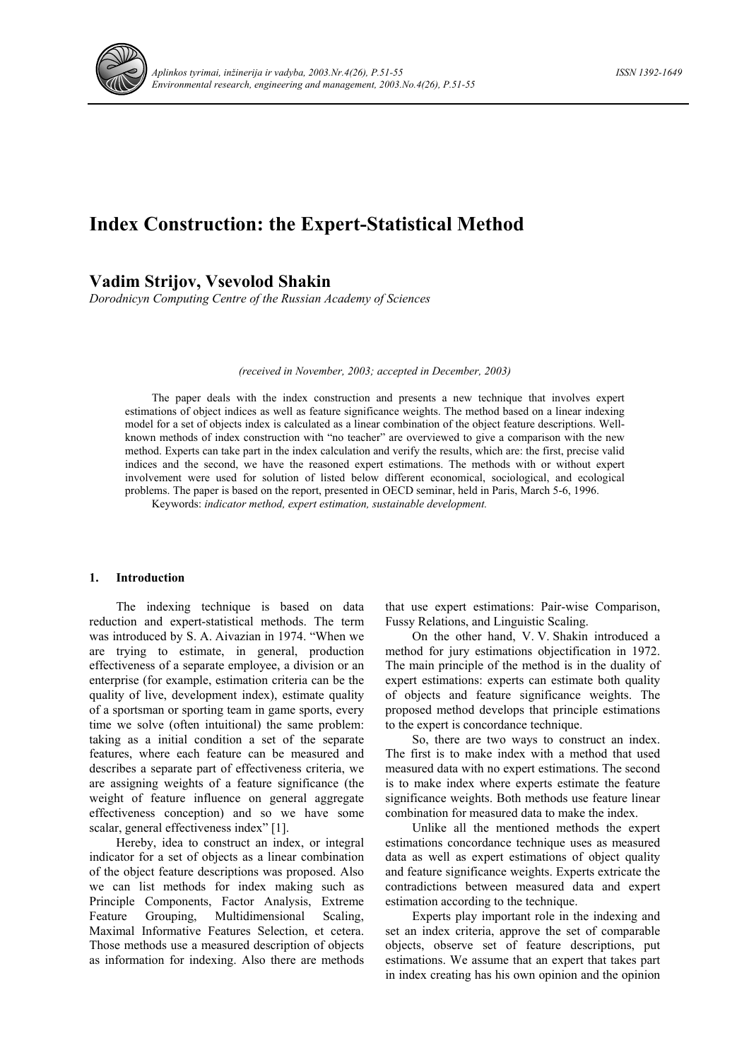# Index Construction: the Expert-Statistical Method

## Vadim Strijov, Vsevolod Shakin

*Dorodnicyn Computing Centre of the Russian Academy of Sciences*

*(received in November, 2003; accepted in December, 2003)*

The paper deals with the index construction and presents a new technique that involves expert estimations of object indices as well as feature significance weights. The method based on a linear indexing model for a set of objects index is calculated as a linear combination of the object feature descriptions. Well-known methods of index construction with "no teacher" are overviewed to give a comparison with the new method. Experts can take part in the index calculation and verify the results, which are: the first, precise valid indices and the second, we have the reasoned expert estimations. The methods with or without expert involvement were used for solution of listed below different economical, sociological, and ecological problems. The paper is based on the report, presented in OECD seminar, held in Paris, March 5-6, 1996.

Keywords: *indicator method, expert estimation, sustainable development.*

### 1. Introduction

The indexing technique is based on data reduction and expert-statistical methods. The term was introduced by S. A. Aivazian in 1974. "When we are trying to estimate, in general, production effectiveness of a separate employee, a division or an enterprise (for example, estimation criteria can be the quality of live, development index), estimate quality of a sportsman or sporting team in game sports, every time we solve (often intuitional) the same problem: taking as a initial condition a set of the separate features, where each feature can be measured and describes a separate part of effectiveness criteria, we are assigning weights of a feature significance (the weight of feature influence on general aggregate effectiveness conception) and so we have some scalar, general effectiveness index" [1].

Hereby, idea to construct an index, or integral indicator for a set of objects as a linear combination of the object feature descriptions was proposed. Also we can list methods for index making such as Principle Components, Factor Analysis, Extreme Feature Grouping, Multidimensional Scaling, Maximal Informative Features Selection, et cetera. Those methods use a measured description of objects as information for indexing. Also there are methods that use expert estimations: Pair-wise Comparison, Fussy Relations, and Linguistic Scaling.

On the other hand, V. V. Shakin introduced a method for jury estimations objectification in 1972. The main principle of the method is in the duality of expert estimations: experts can estimate both quality of objects and feature significance weights. The proposed method develops that principle estimations to the expert is concordance technique.

So, there are two ways to construct an index. The first is to make index with a method that used measured data with no expert estimations. The second is to make index where experts estimate the feature significance weights. Both methods use feature linear combination for measured data to make the index.

Unlike all the mentioned methods the expert estimations concordance technique uses as measured data as well as expert estimations of object quality and feature significance weights. Experts extricate the contradictions between measured data and expert estimation according to the technique.

Experts play important role in the indexing and set an index criteria, approve the set of comparable objects, observe set of feature descriptions, put estimations. We assume that an expert that takes part in index creating has his own opinion and the opinion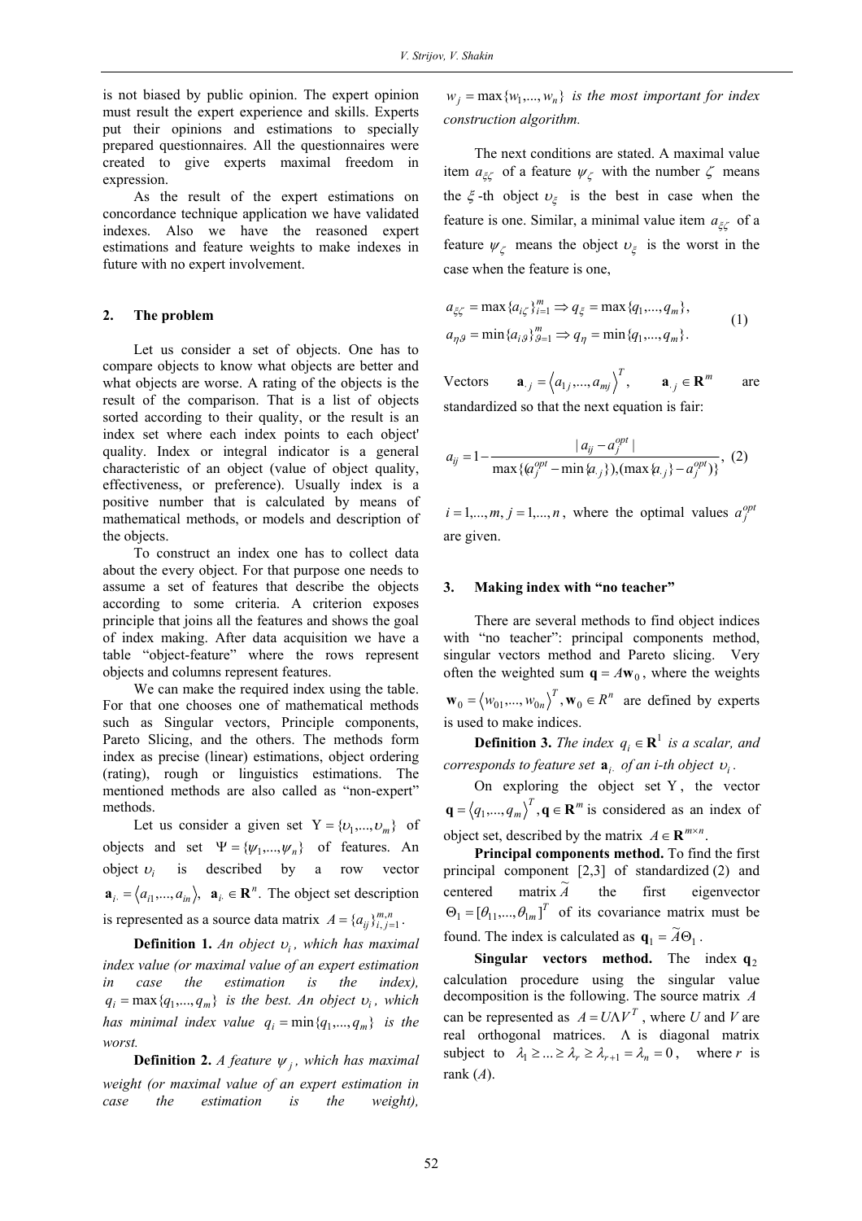is not biased by public opinion. The expert opinion must result the expert experience and skills. Experts put their opinions and estimations to specially prepared questionnaires. All the questionnaires were created to give experts maximal freedom in expression.

As the result of the expert estimations on concordance technique application we have validated indexes. Also we have the reasoned expert estimations and feature weights to make indexes in future with no expert involvement.

## 2. The problem

Let us consider a set of objects. One has to compare objects to know what objects are better and what objects are worse. A rating of the objects is the result of the comparison. That is a list of objects sorted according to their quality, or the result is an index set where each index points to each object' quality. Index or integral indicator is a general characteristic of an object (value of object quality, effectiveness, or preference). Usually index is a positive number that is calculated by means of mathematical methods, or models and description of the objects.

To construct an index one has to collect data about the every object. For that purpose one needs to assume a set of features that describe the objects according to some criteria. A criterion exposes principle that joins all the features and shows the goal of index making. After data acquisition we have a table "object-feature" where the rows represent objects and columns represent features.

We can make the required index using the table. For that one chooses one of mathematical methods such as Singular vectors, Principle components, Pareto Slicing, and the others. The methods form index as precise (linear) estimations, object ordering (rating), rough or linguistics estimations. The mentioned methods are also called as "non-expert" methods.

Let us consider a given set $\Upsilon = \{\upsilon_1, ..., \upsilon_m\}$ of objects and set $\Psi = \{\psi_1, ..., \psi_n\}$ of features. An object $\upsilon_i$ is described by a row vector $\mathbf{a}_{i\cdot} = \langle a_{i1}, ..., a_{in} \rangle$, $\mathbf{a}_{i\cdot} \in \mathbf{R}^n$. The object set description is represented as a source data matrix $A = \{a_{ij}\}_{i,j=1}^{m,n}$.

**Definition 1.** *An object $\upsilon_i$, which has maximal index value (or maximal value of an expert estimation in case the estimation is the index), $q_i = \max\{q_1, ..., q_m\}$ is the best. An object $\upsilon_i$, which has minimal index value $q_i = \min\{q_1, ..., q_m\}$ is the worst.*

**Definition 2.** *A feature $\psi_j$, which has maximal weight (or maximal value of an expert estimation in case the estimation is the weight), $w_j = \max\{w_1, ..., w_n\}$ is the most important for index construction algorithm.*

The next conditions are stated. A maximal value item $a_{\xi\zeta}$ of a feature $\psi_\zeta$ with the number $\zeta$ means the $\xi$-th object $\upsilon_\xi$ is the best in case when the feature is one. Similar, a minimal value item $a_{\xi\zeta}$ of a feature $\psi_\zeta$ means the object $\upsilon_\xi$ is the worst in the case when the feature is one,

$$
\begin{aligned}
a_{\xi\zeta} &= \max\{a_{i\zeta}\}_{i=1}^{m} \Rightarrow q_\xi = \max\{q_1, ..., q_m\}, \\
a_{\eta\vartheta} &= \min\{a_{i\vartheta}\}_{\vartheta=1}^{m} \Rightarrow q_\eta = \min\{q_1, ..., q_m\}.
\end{aligned} \tag{1}
$$

Vectors $\mathbf{a}_{\cdot j} = \langle a_{1j}, ..., a_{mj} \rangle^T$, $\mathbf{a}_{\cdot j} \in \mathbf{R}^m$ are standardized so that the next equation is fair:

$$
a_{ij} = 1 - \frac{|a_{ij} - a_j^{opt}|}{\max\{(a_j^{opt} - \min\{a_{\cdot j}\}), (\max\{a_{\cdot j}\} - a_j^{opt})\}}, \tag{2}
$$

$i = 1, ..., m$, $j = 1, ..., n$, where the optimal values $a_j^{opt}$ are given.

## 3. Making index with "no teacher"

There are several methods to find object indices with "no teacher": principal components method, singular vectors method and Pareto slicing. Very often the weighted sum $\mathbf{q} = A\mathbf{w}_0$, where the weights $\mathbf{w}_0 = \langle w_{01}, ..., w_{0n} \rangle^T, \mathbf{w}_0 \in R^n$ are defined by experts is used to make indices.

**Definition 3.** *The index $q_i \in \mathbf{R}^1$ is a scalar, and corresponds to feature set $\mathbf{a}_{i\cdot}$ of an i-th object $\upsilon_i$.*

On exploring the object set $\Upsilon$, the vector $\mathbf{q} = \langle q_1, ..., q_m \rangle^T, \mathbf{q} \in \mathbf{R}^m$ is considered as an index of object set, described by the matrix $A \in \mathbf{R}^{m \times n}$.

**Principal components method.** To find the first principal component [2,3] of standardized (2) and centered matrix $\widetilde{A}$ the first eigenvector $\Theta_1 = [\theta_{11}, ..., \theta_{1m}]^T$ of its covariance matrix must be found. The index is calculated as $\mathbf{q}_1 = \widetilde{A}\Theta_1$.

**Singular vectors method.** The index $\mathbf{q}_2$ calculation procedure using the singular value decomposition is the following. The source matrix $A$ can be represented as $A = U\Lambda V^T$, where $U$ and $V$ are real orthogonal matrices. $\Lambda$ is diagonal matrix subject to $\lambda_1 \geq ... \geq \lambda_r \geq \lambda_{r+1} = \lambda_n = 0$, where $r$ is rank ($A$).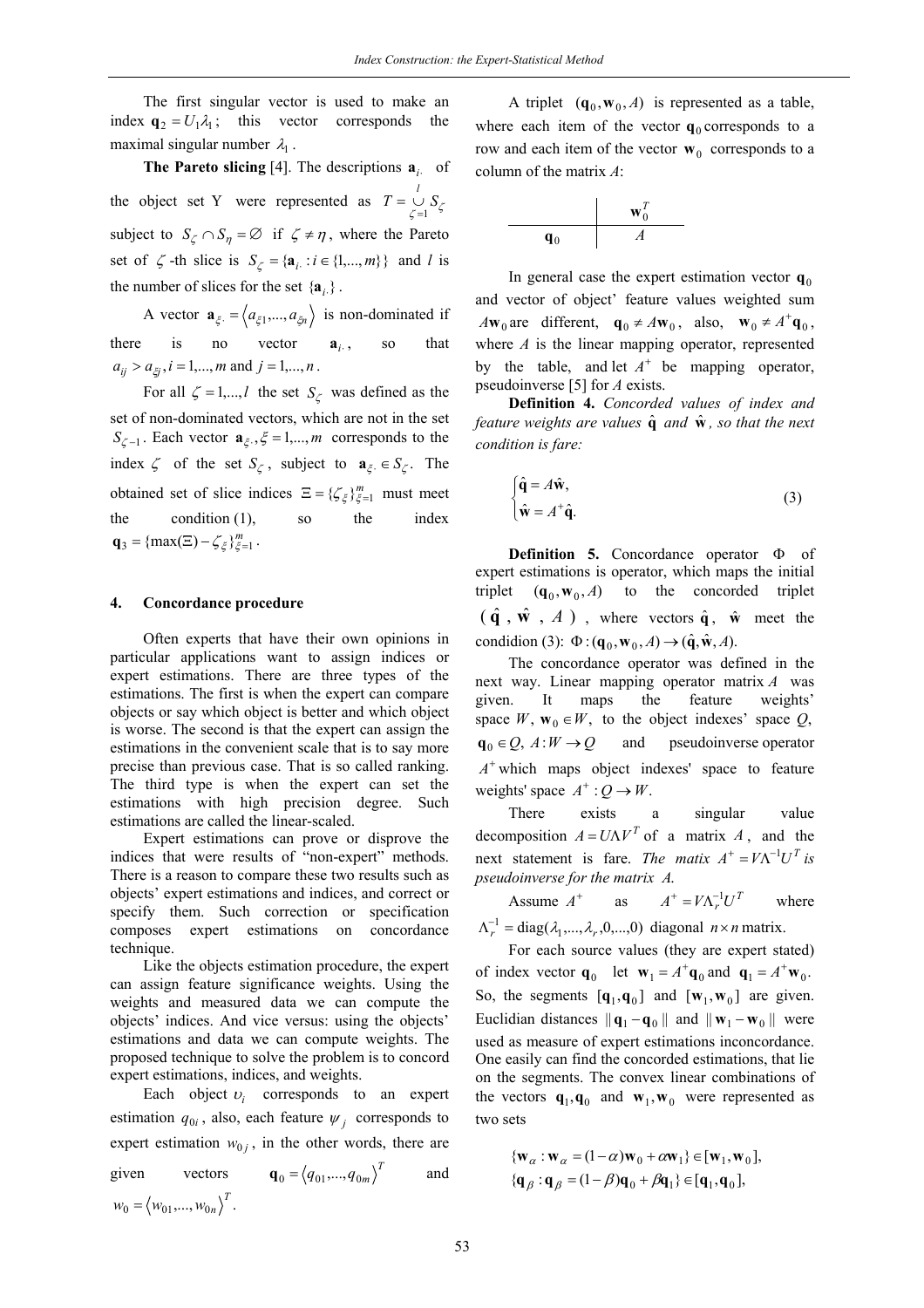The first singular vector is used to make an index $\mathbf{q}_2 = U_1\lambda_1$; this vector corresponds the maximal singular number $\lambda_1$.

**The Pareto slicing** [4]. The descriptions $\mathbf{a}_{i\cdot}$ of the object set Y were represented as $T = \bigcup_{\zeta=1}^{l} S_\zeta$ subject to $S_\zeta \cap S_\eta = \varnothing$ if $\zeta \neq \eta$, where the Pareto set of $\zeta$-th slice is $S_\zeta = \{\mathbf{a}_{i\cdot} : i \in \{1,...,m\}\}$ and $l$ is the number of slices for the set $\{\mathbf{a}_{i\cdot}\}$.

A vector $\mathbf{a}_{\xi\cdot} = \langle a_{\xi 1},...,a_{\xi n}\rangle$ is non-dominated if there is no vector $\mathbf{a}_{i\cdot}$, so that $a_{ij} > a_{\xi j}, i = 1,...,m$ and $j = 1,...,n$.

For all $\zeta = 1,...,l$ the set $S_\zeta$ was defined as the set of non-dominated vectors, which are not in the set $S_{\zeta-1}$. Each vector $\mathbf{a}_{\xi\cdot}, \xi = 1,...,m$ corresponds to the index $\zeta$ of the set $S_\zeta$, subject to $\mathbf{a}_{\xi\cdot} \in S_\zeta$. The obtained set of slice indices $\Xi = \{\zeta_\xi\}_{\xi=1}^{m}$ must meet the condition (1), so the index $\mathbf{q}_3 = \{\max(\Xi) - \zeta_\xi\}_{\xi=1}^{m}$.

## 4. Concordance procedure

Often experts that have their own opinions in particular applications want to assign indices or expert estimations. There are three types of the estimations. The first is when the expert can compare objects or say which object is better and which object is worse. The second is that the expert can assign the estimations in the convenient scale that is to say more precise than previous case. That is so called ranking. The third type is when the expert can set the estimations with high precision degree. Such estimations are called the linear-scaled.

Expert estimations can prove or disprove the indices that were results of "non-expert" methods. There is a reason to compare these two results such as objects' expert estimations and indices, and correct or specify them. Such correction or specification composes expert estimations on concordance technique.

Like the objects estimation procedure, the expert can assign feature significance weights. Using the weights and measured data we can compute the objects' indices. And vice versus: using the objects' estimations and data we can compute weights. The proposed technique to solve the problem is to concord expert estimations, indices, and weights.

Each object $\upsilon_i$ corresponds to an expert estimation $q_{0i}$, also, each feature $\psi_j$ corresponds to expert estimation $w_{0j}$, in the other words, there are given vectors $\mathbf{q}_0 = \langle q_{01},...,q_{0m}\rangle^T$ and $w_0 = \langle w_{01},...,w_{0n}\rangle^T$.

A triplet $(\mathbf{q}_0, \mathbf{w}_0, A)$ is represented as a table, where each item of the vector $\mathbf{q}_0$ corresponds to a row and each item of the vector $\mathbf{w}_0$ corresponds to a column of the matrix $A$:

| | $\mathbf{w}_0^T$ |
|---|---|
| $\mathbf{q}_0$ | $A$ |

In general case the expert estimation vector $\mathbf{q}_0$ and vector of object' feature values weighted sum $A\mathbf{w}_0$ are different, $\mathbf{q}_0 \neq A\mathbf{w}_0$, also, $\mathbf{w}_0 \neq A^+\mathbf{q}_0$, where $A$ is the linear mapping operator, represented by the table, and let $A^+$ be mapping operator, pseudoinverse [5] for $A$ exists.

**Definition 4.** *Concorded values of index and feature weights are values* $\hat{\mathbf{q}}$ *and* $\hat{\mathbf{w}}$, *so that the next condition is fare:*

$$\begin{cases} \hat{\mathbf{q}} = A\hat{\mathbf{w}}, \\ \hat{\mathbf{w}} = A^+\hat{\mathbf{q}}. \end{cases} \tag{3}$$

**Definition 5.** Concordance operator $\Phi$ of expert estimations is operator, which maps the initial triplet $(\mathbf{q}_0, \mathbf{w}_0, A)$ to the concorded triplet ($\hat{\mathbf{q}}$, $\hat{\mathbf{w}}$, $A$), where vectors $\hat{\mathbf{q}}$, $\hat{\mathbf{w}}$ meet the condidion (3): $\Phi : (\mathbf{q}_0, \mathbf{w}_0, A) \to (\hat{\mathbf{q}}, \hat{\mathbf{w}}, A)$.

The concordance operator was defined in the next way. Linear mapping operator matrix $A$ was given. It maps the feature weights' space $W$, $\mathbf{w}_0 \in W$, to the object indexes' space $Q$, $\mathbf{q}_0 \in Q$, $A : W \to Q$ and pseudoinverse operator $A^+$ which maps object indexes' space to feature weights' space $A^+ : Q \to W$.

There exists a singular value decomposition $A = U\Lambda V^T$ of a matrix $A$, and the next statement is fare. *The matix* $A^+ = V\Lambda^{-1}U^T$ *is pseudoinverse for the matrix* $A$.

Assume $A^+$ as $A^+ = V\Lambda_r^{-1}U^T$ where $\Lambda_r^{-1} = \mathrm{diag}(\lambda_1,...,\lambda_r,0,...,0)$ diagonal $n \times n$ matrix.

For each source values (they are expert stated) of index vector $\mathbf{q}_0$ let $\mathbf{w}_1 = A^+\mathbf{q}_0$ and $\mathbf{q}_1 = A^+\mathbf{w}_0$. So, the segments $[\mathbf{q}_1, \mathbf{q}_0]$ and $[\mathbf{w}_1, \mathbf{w}_0]$ are given. Euclidian distances $\|\mathbf{q}_1 - \mathbf{q}_0\|$ and $\|\mathbf{w}_1 - \mathbf{w}_0\|$ were used as measure of expert estimations inconcordance. One easily can find the concorded estimations, that lie on the segments. The convex linear combinations of the vectors $\mathbf{q}_1, \mathbf{q}_0$ and $\mathbf{w}_1, \mathbf{w}_0$ were represented as two sets

$$\{\mathbf{w}_\alpha : \mathbf{w}_\alpha = (1-\alpha)\mathbf{w}_0 + \alpha\mathbf{w}_1\} \in [\mathbf{w}_1, \mathbf{w}_0],$$
$$\{\mathbf{q}_\beta : \mathbf{q}_\beta = (1-\beta)\mathbf{q}_0 + \beta\mathbf{q}_1\} \in [\mathbf{q}_1, \mathbf{q}_0],$$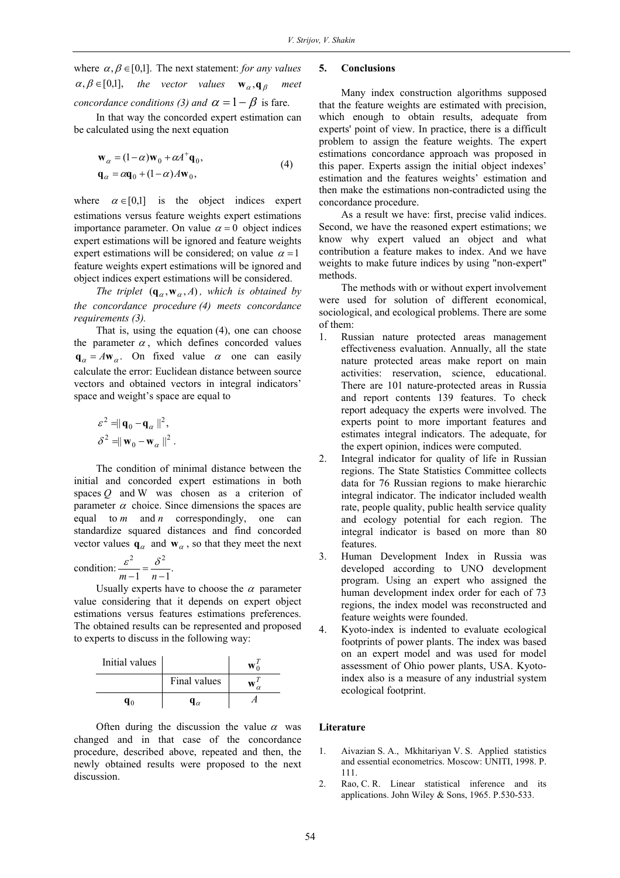where $\alpha, \beta \in [0,1]$. The next statement: *for any values* $\alpha, \beta \in [0,1]$, *the vector values* $\mathbf{w}_\alpha, \mathbf{q}_\beta$ *meet concordance conditions (3) and* $\alpha = 1 - \beta$ is fare.

In that way the concorded expert estimation can be calculated using the next equation

$$
\begin{aligned}
\mathbf{w}_\alpha &= (1-\alpha)\mathbf{w}_0 + \alpha A^{+}\mathbf{q}_0, \\
\mathbf{q}_\alpha &= \alpha\mathbf{q}_0 + (1-\alpha)A\mathbf{w}_0,
\end{aligned}
\tag{4}
$$

where $\alpha \in [0,1]$ is the object indices expert estimations versus feature weights expert estimations importance parameter. On value $\alpha = 0$ object indices expert estimations will be ignored and feature weights expert estimations will be considered; on value $\alpha = 1$ feature weights expert estimations will be ignored and object indices expert estimations will be considered.

*The triplet* $(\mathbf{q}_\alpha, \mathbf{w}_\alpha, A)$, *which is obtained by the concordance procedure (4) meets concordance requirements (3).*

That is, using the equation (4), one can choose the parameter $\alpha$, which defines concorded values $\mathbf{q}_\alpha = A\mathbf{w}_\alpha$. On fixed value $\alpha$ one can easily calculate the error: Euclidean distance between source vectors and obtained vectors in integral indicators' space and weight's space are equal to

$$
\begin{aligned}
\varepsilon^2 &= \| \mathbf{q}_0 - \mathbf{q}_\alpha \|^2, \\
\delta^2 &= \| \mathbf{w}_0 - \mathbf{w}_\alpha \|^2 .
\end{aligned}
$$

The condition of minimal distance between the initial and concorded expert estimations in both spaces $Q$ and W was chosen as a criterion of parameter $\alpha$ choice. Since dimensions the spaces are equal to $m$ and $n$ correspondingly, one can standardize squared distances and find concorded vector values $\mathbf{q}_\alpha$ and $\mathbf{w}_\alpha$, so that they meet the next condition: $\dfrac{\varepsilon^2}{m-1} = \dfrac{\delta^2}{n-1}$.

Usually experts have to choose the $\alpha$ parameter value considering that it depends on expert object estimations versus features estimations preferences. The obtained results can be represented and proposed to experts to discuss in the following way:

| Initial values | | $\mathbf{w}_0^T$ |
|---|---|---|
| | Final values | $\mathbf{w}_\alpha^T$ |
| $\mathbf{q}_0$ | $\mathbf{q}_\alpha$ | $A$ |

Often during the discussion the value $\alpha$ was changed and in that case of the concordance procedure, described above, repeated and then, the newly obtained results were proposed to the next discussion.

## 5. Conclusions

Many index construction algorithms supposed that the feature weights are estimated with precision, which enough to obtain results, adequate from experts' point of view. In practice, there is a difficult problem to assign the feature weights. The expert estimations concordance approach was proposed in this paper. Experts assign the initial object indexes' estimation and the features weights' estimation and then make the estimations non-contradicted using the concordance procedure.

As a result we have: first, precise valid indices. Second, we have the reasoned expert estimations; we know why expert valued an object and what contribution a feature makes to index. And we have weights to make future indices by using "non-expert" methods.

The methods with or without expert involvement were used for solution of different economical, sociological, and ecological problems. There are some of them:

1. Russian nature protected areas management effectiveness evaluation. Annually, all the state nature protected areas make report on main activities: reservation, science, educational. There are 101 nature-protected areas in Russia and report contents 139 features. To check report adequacy the experts were involved. The experts point to more important features and estimates integral indicators. The adequate, for the expert opinion, indices were computed.
2. Integral indicator for quality of life in Russian regions. The State Statistics Committee collects data for 76 Russian regions to make hierarchic integral indicator. The indicator included wealth rate, people quality, public health service quality and ecology potential for each region. The integral indicator is based on more than 80 features.
3. Human Development Index in Russia was developed according to UNO development program. Using an expert who assigned the human development index order for each of 73 regions, the index model was reconstructed and feature weights were founded.
4. Kyoto-index is indented to evaluate ecological footprints of power plants. The index was based on an expert model and was used for model assessment of Ohio power plants, USA. Kyoto-index also is a measure of any industrial system ecological footprint.

## Literature

1. Aivazian S. A., Mkhitariyan V. S. Applied statistics and essential econometrics. Moscow: UNITI, 1998. P. 111.
2. Rao, C. R. Linear statistical inference and its applications. John Wiley & Sons, 1965. P.530-533.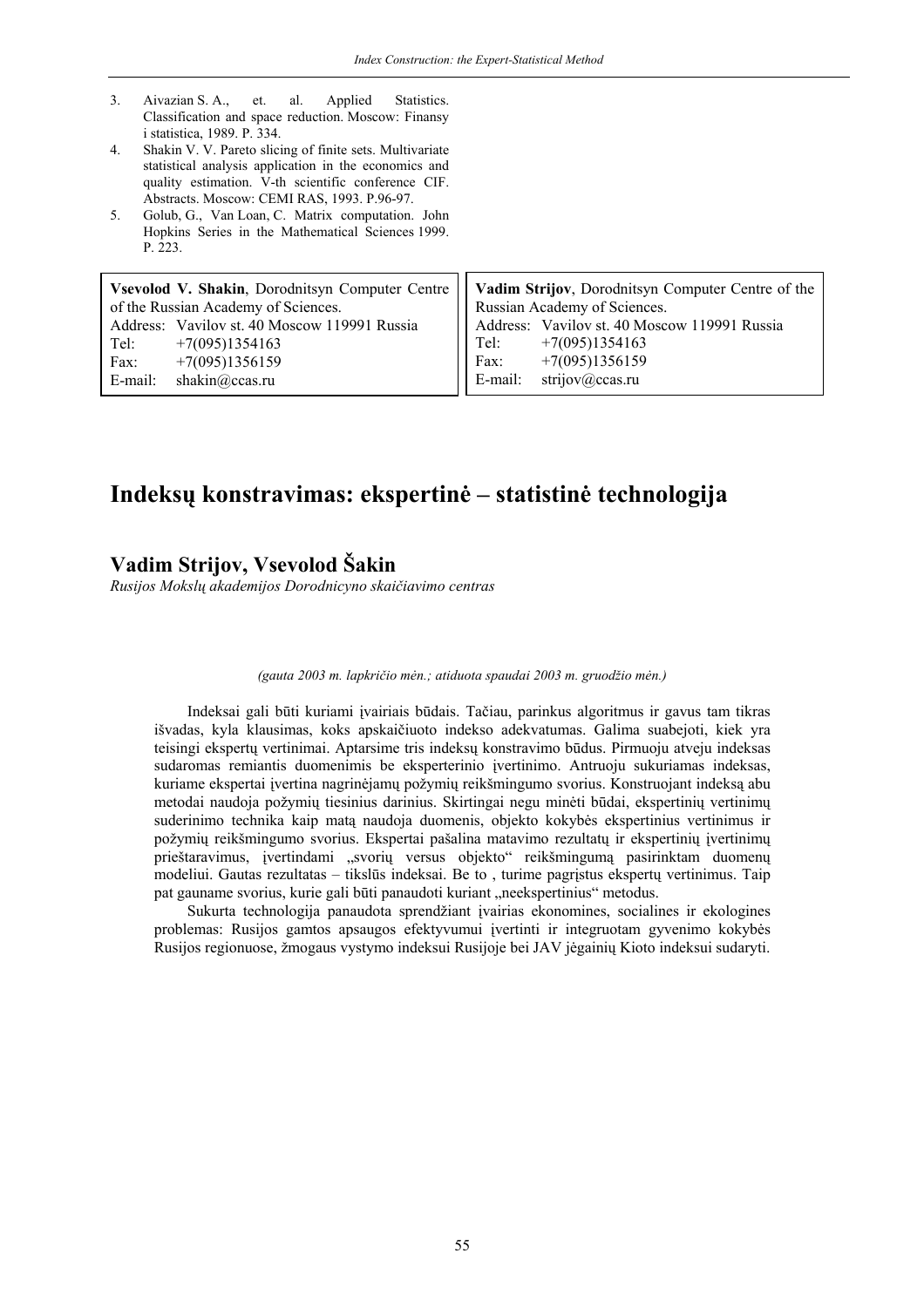3. Aivazian S. A., et. al. Applied Statistics. Classification and space reduction. Moscow: Finansy i statistica, 1989. P. 334.
4. Shakin V. V. Pareto slicing of finite sets. Multivariate statistical analysis application in the economics and quality estimation. V-th scientific conference CIF. Abstracts. Moscow: CEMI RAS, 1993. P.96-97.
5. Golub, G., Van Loan, C. Matrix computation. John Hopkins Series in the Mathematical Sciences 1999. P. 223.

**Vsevolod V. Shakin**, Dorodnitsyn Computer Centre of the Russian Academy of Sciences.
Address: Vavilov st. 40 Moscow 119991 Russia
Tel: +7(095)1354163
Fax: +7(095)1356159
E-mail: shakin@ccas.ru

**Vadim Strijov**, Dorodnitsyn Computer Centre of the Russian Academy of Sciences.
Address: Vavilov st. 40 Moscow 119991 Russia
Tel: +7(095)1354163
Fax: +7(095)1356159
E-mail: strijov@ccas.ru

# Indeksų konstravimas: ekspertinė – statistinė technologija

## Vadim Strijov, Vsevolod Šakin

*Rusijos Mokslų akademijos Dorodnicyno skaičiavimo centras*

*(gauta 2003 m. lapkričio mėn.; atiduota spaudai 2003 m. gruodžio mėn.)*

Indeksai gali būti kuriami įvairiais būdais. Tačiau, parinkus algoritmus ir gavus tam tikras išvadas, kyla klausimas, koks apskaičiuoto indekso adekvatumas. Galima suabejoti, kiek yra teisingi ekspertų vertinimai. Aptarsime tris indeksų konstravimo būdus. Pirmuoju atveju indeksas sudaromas remiantis duomenimis be eksperterinio įvertinimo. Antruoju sukuriamas indeksas, kuriame ekspertai įvertina nagrinėjamų požymių reikšmingumo svorius. Konstruojant indeksą abu metodai naudoja požymių tiesinius darinius. Skirtingai negu minėti būdai, ekspertinių vertinimų suderinimo technika kaip matą naudoja duomenis, objekto kokybės ekspertinius vertinimus ir požymių reikšmingumo svorius. Ekspertai pašalina matavimo rezultatų ir ekspertinių įvertinimų prieštaravimus, įvertindami „svorių versus objekto“ reikšmingumą pasirinktam duomenų modeliui. Gautas rezultatas – tikslūs indeksai. Be to , turime pagrįstus ekspertų vertinimus. Taip pat gauname svorius, kurie gali būti panaudoti kuriant „neekspertinius“ metodus.

Sukurta technologija panaudota sprendžiant įvairias ekonomines, socialines ir ekologines problemas: Rusijos gamtos apsaugos efektyvumui įvertinti ir integruotam gyvenimo kokybės Rusijos regionuose, žmogaus vystymo indeksui Rusijoje bei JAV jėgainių Kioto indeksui sudaryti.